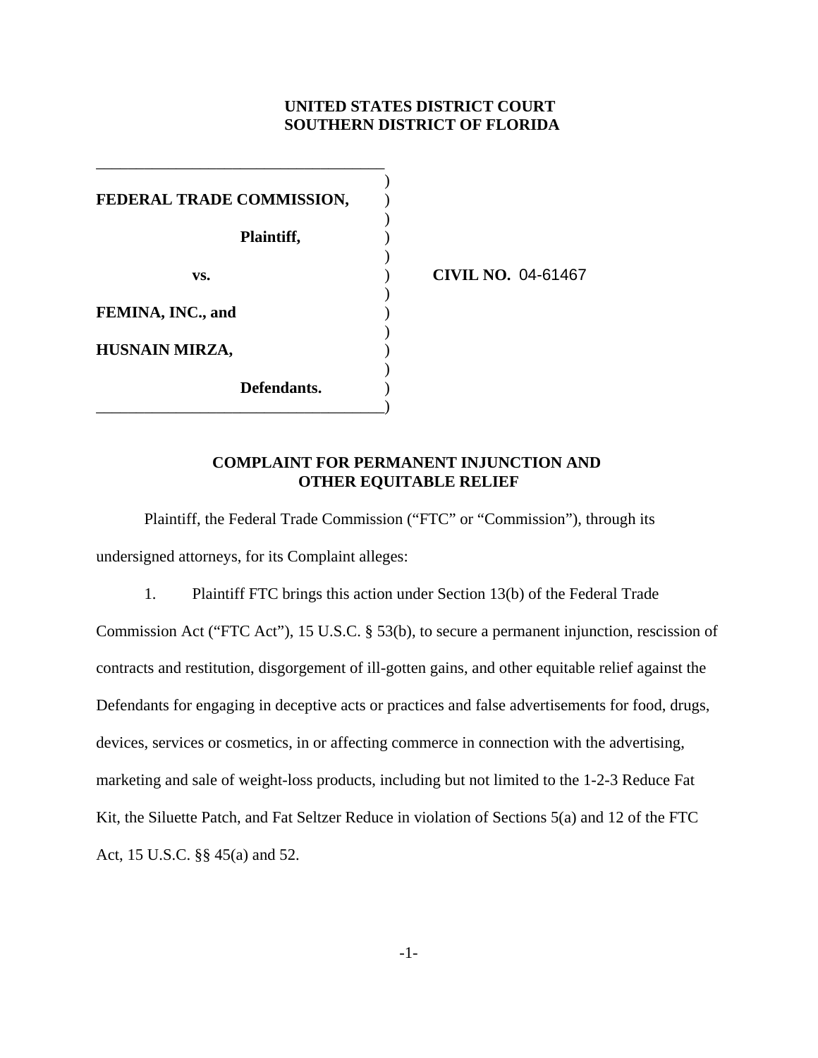**UNITED STATES DISTRICT COURT**
**SOUTHERN DISTRICT OF FLORIDA**

| | |
|---|---|
| **FEDERAL TRADE COMMISSION,** | |
| **Plaintiff,** | |
| **vs.** | **CIVIL NO.** 04-61467 |
| **FEMINA, INC., and** | |
| **HUSNAIN MIRZA,** | |
| **Defendants.** | |

## COMPLAINT FOR PERMANENT INJUNCTION AND OTHER EQUITABLE RELIEF

Plaintiff, the Federal Trade Commission ("FTC" or "Commission"), through its undersigned attorneys, for its Complaint alleges:

1. Plaintiff FTC brings this action under Section 13(b) of the Federal Trade Commission Act ("FTC Act"), 15 U.S.C. § 53(b), to secure a permanent injunction, rescission of contracts and restitution, disgorgement of ill-gotten gains, and other equitable relief against the Defendants for engaging in deceptive acts or practices and false advertisements for food, drugs, devices, services or cosmetics, in or affecting commerce in connection with the advertising, marketing and sale of weight-loss products, including but not limited to the 1-2-3 Reduce Fat Kit, the Siluette Patch, and Fat Seltzer Reduce in violation of Sections 5(a) and 12 of the FTC Act, 15 U.S.C. §§ 45(a) and 52.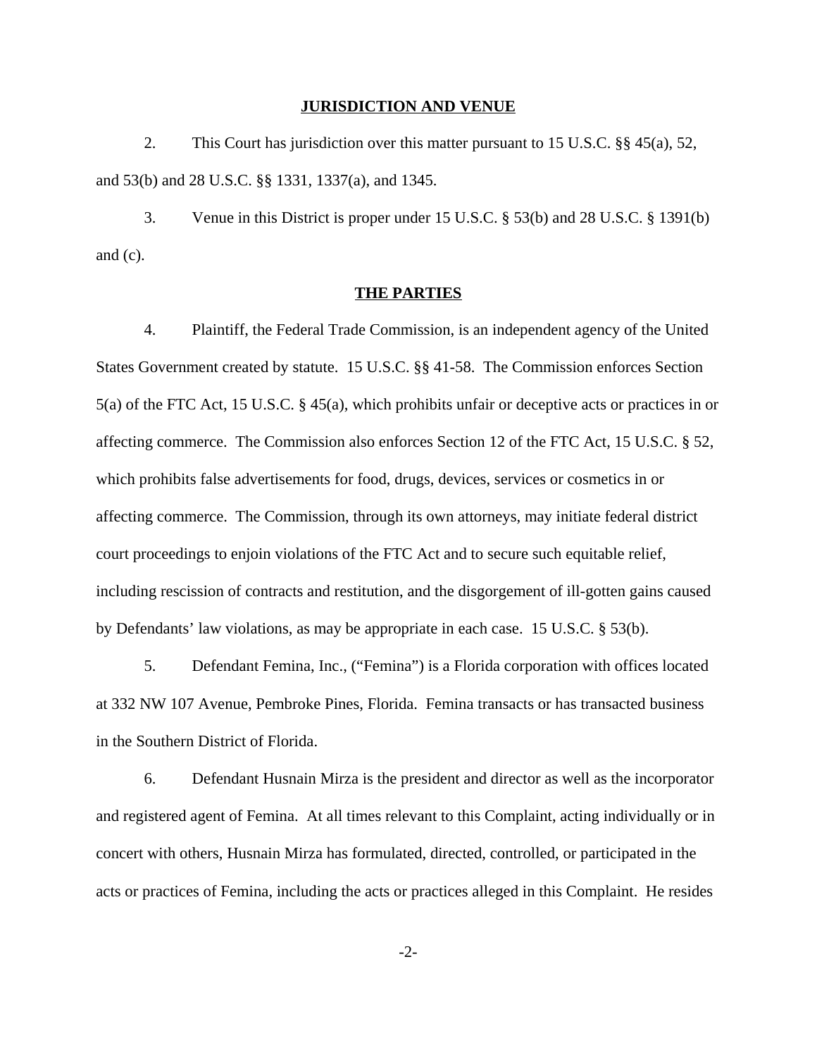## JURISDICTION AND VENUE

2. This Court has jurisdiction over this matter pursuant to 15 U.S.C. §§ 45(a), 52, and 53(b) and 28 U.S.C. §§ 1331, 1337(a), and 1345.

3. Venue in this District is proper under 15 U.S.C. § 53(b) and 28 U.S.C. § 1391(b) and (c).

## THE PARTIES

4. Plaintiff, the Federal Trade Commission, is an independent agency of the United States Government created by statute. 15 U.S.C. §§ 41-58. The Commission enforces Section 5(a) of the FTC Act, 15 U.S.C. § 45(a), which prohibits unfair or deceptive acts or practices in or affecting commerce. The Commission also enforces Section 12 of the FTC Act, 15 U.S.C. § 52, which prohibits false advertisements for food, drugs, devices, services or cosmetics in or affecting commerce. The Commission, through its own attorneys, may initiate federal district court proceedings to enjoin violations of the FTC Act and to secure such equitable relief, including rescission of contracts and restitution, and the disgorgement of ill-gotten gains caused by Defendants' law violations, as may be appropriate in each case. 15 U.S.C. § 53(b).

5. Defendant Femina, Inc., ("Femina") is a Florida corporation with offices located at 332 NW 107 Avenue, Pembroke Pines, Florida. Femina transacts or has transacted business in the Southern District of Florida.

6. Defendant Husnain Mirza is the president and director as well as the incorporator and registered agent of Femina. At all times relevant to this Complaint, acting individually or in concert with others, Husnain Mirza has formulated, directed, controlled, or participated in the acts or practices of Femina, including the acts or practices alleged in this Complaint. He resides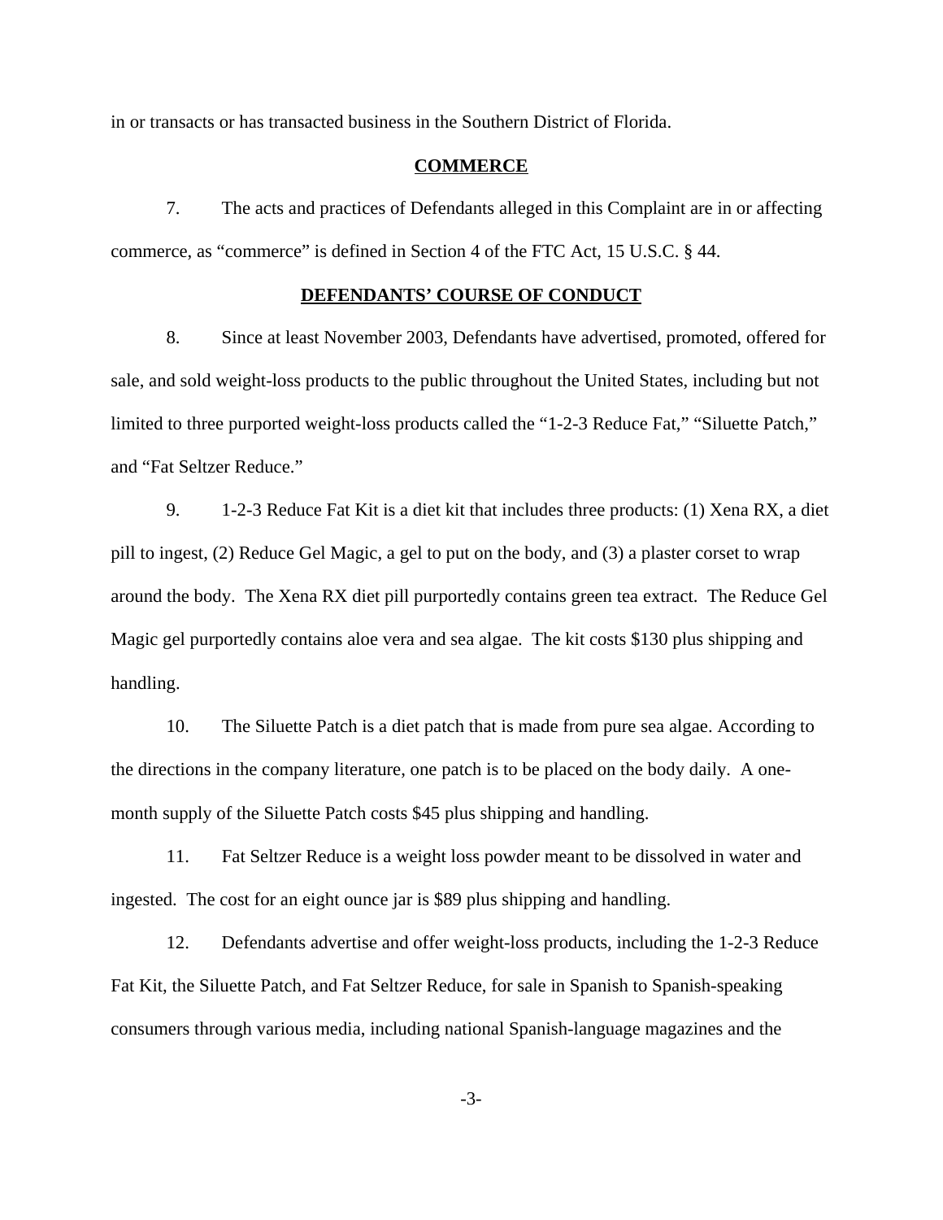in or transacts or has transacted business in the Southern District of Florida.

## COMMERCE

7. The acts and practices of Defendants alleged in this Complaint are in or affecting commerce, as "commerce" is defined in Section 4 of the FTC Act, 15 U.S.C. § 44.

## DEFENDANTS' COURSE OF CONDUCT

8. Since at least November 2003, Defendants have advertised, promoted, offered for sale, and sold weight-loss products to the public throughout the United States, including but not limited to three purported weight-loss products called the "1-2-3 Reduce Fat," "Siluette Patch," and "Fat Seltzer Reduce."

9. 1-2-3 Reduce Fat Kit is a diet kit that includes three products: (1) Xena RX, a diet pill to ingest, (2) Reduce Gel Magic, a gel to put on the body, and (3) a plaster corset to wrap around the body. The Xena RX diet pill purportedly contains green tea extract. The Reduce Gel Magic gel purportedly contains aloe vera and sea algae. The kit costs $130 plus shipping and handling.

10. The Siluette Patch is a diet patch that is made from pure sea algae. According to the directions in the company literature, one patch is to be placed on the body daily. A one-month supply of the Siluette Patch costs $45 plus shipping and handling.

11. Fat Seltzer Reduce is a weight loss powder meant to be dissolved in water and ingested. The cost for an eight ounce jar is $89 plus shipping and handling.

12. Defendants advertise and offer weight-loss products, including the 1-2-3 Reduce Fat Kit, the Siluette Patch, and Fat Seltzer Reduce, for sale in Spanish to Spanish-speaking consumers through various media, including national Spanish-language magazines and the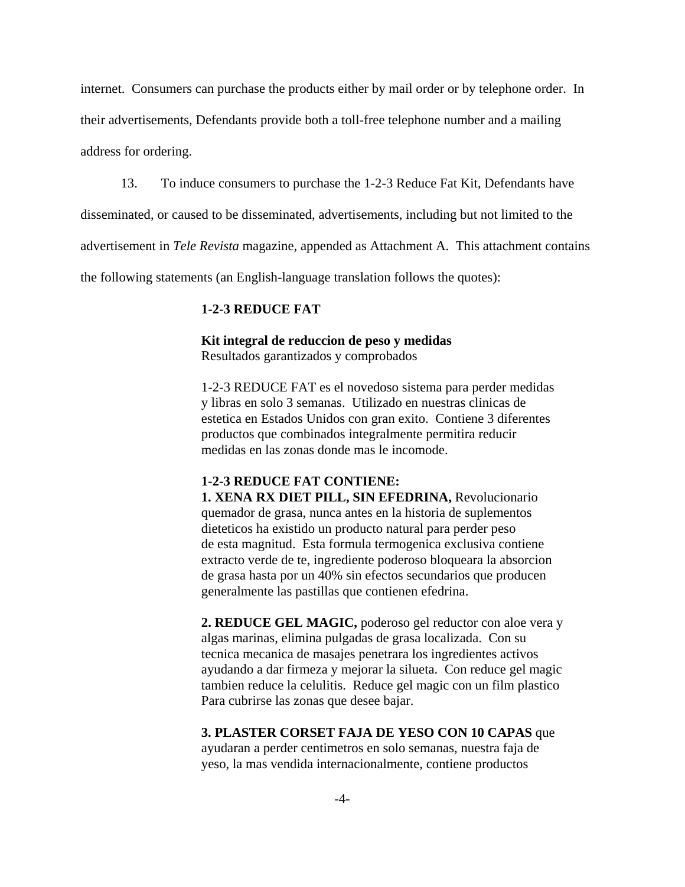internet. Consumers can purchase the products either by mail order or by telephone order. In their advertisements, Defendants provide both a toll-free telephone number and a mailing address for ordering.

13. To induce consumers to purchase the 1-2-3 Reduce Fat Kit, Defendants have disseminated, or caused to be disseminated, advertisements, including but not limited to the advertisement in *Tele Revista* magazine, appended as Attachment A. This attachment contains the following statements (an English-language translation follows the quotes):

> **1-2-3 REDUCE FAT**
>
> **Kit integral de reduccion de peso y medidas**
> Resultados garantizados y comprobados
>
> 1-2-3 REDUCE FAT es el novedoso sistema para perder medidas y libras en solo 3 semanas. Utilizado en nuestras clinicas de estetica en Estados Unidos con gran exito. Contiene 3 diferentes productos que combinados integralmente permitira reducir medidas en las zonas donde mas le incomode.
>
> **1-2-3 REDUCE FAT CONTIENE:**
> **1. XENA RX DIET PILL, SIN EFEDRINA,** Revolucionario quemador de grasa, nunca antes en la historia de suplementos dieteticos ha existido un producto natural para perder peso de esta magnitud. Esta formula termogenica exclusiva contiene extracto verde de te, ingrediente poderoso bloqueara la absorcion de grasa hasta por un 40% sin efectos secundarios que producen generalmente las pastillas que contienen efedrina.
>
> **2. REDUCE GEL MAGIC,** poderoso gel reductor con aloe vera y algas marinas, elimina pulgadas de grasa localizada. Con su tecnica mecanica de masajes penetrara los ingredientes activos ayudando a dar firmeza y mejorar la silueta. Con reduce gel magic tambien reduce la celulitis. Reduce gel magic con un film plastico Para cubrirse las zonas que desee bajar.
>
> **3. PLASTER CORSET FAJA DE YESO CON 10 CAPAS** que ayudaran a perder centimetros en solo semanas, nuestra faja de yeso, la mas vendida internacionalmente, contiene productos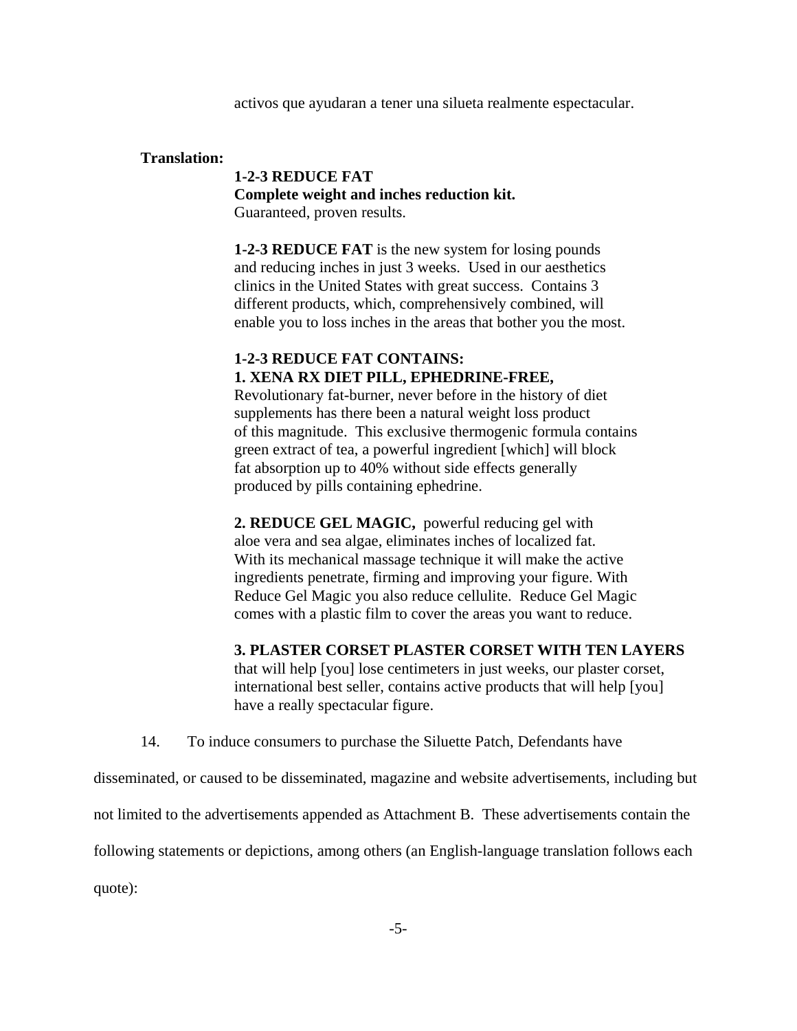activos que ayudaran a tener una silueta realmente espectacular.

**Translation:**

**1-2-3 REDUCE FAT**
**Complete weight and inches reduction kit.**
Guaranteed, proven results.

**1-2-3 REDUCE FAT** is the new system for losing pounds and reducing inches in just 3 weeks. Used in our aesthetics clinics in the United States with great success. Contains 3 different products, which, comprehensively combined, will enable you to loss inches in the areas that bother you the most.

**1-2-3 REDUCE FAT CONTAINS:**
**1. XENA RX DIET PILL, EPHEDRINE-FREE,**
Revolutionary fat-burner, never before in the history of diet supplements has there been a natural weight loss product of this magnitude. This exclusive thermogenic formula contains green extract of tea, a powerful ingredient [which] will block fat absorption up to 40% without side effects generally produced by pills containing ephedrine.

**2. REDUCE GEL MAGIC,** powerful reducing gel with aloe vera and sea algae, eliminates inches of localized fat. With its mechanical massage technique it will make the active ingredients penetrate, firming and improving your figure. With Reduce Gel Magic you also reduce cellulite. Reduce Gel Magic comes with a plastic film to cover the areas you want to reduce.

**3. PLASTER CORSET PLASTER CORSET WITH TEN LAYERS** that will help [you] lose centimeters in just weeks, our plaster corset, international best seller, contains active products that will help [you] have a really spectacular figure.

14. To induce consumers to purchase the Siluette Patch, Defendants have disseminated, or caused to be disseminated, magazine and website advertisements, including but not limited to the advertisements appended as Attachment B. These advertisements contain the following statements or depictions, among others (an English-language translation follows each quote):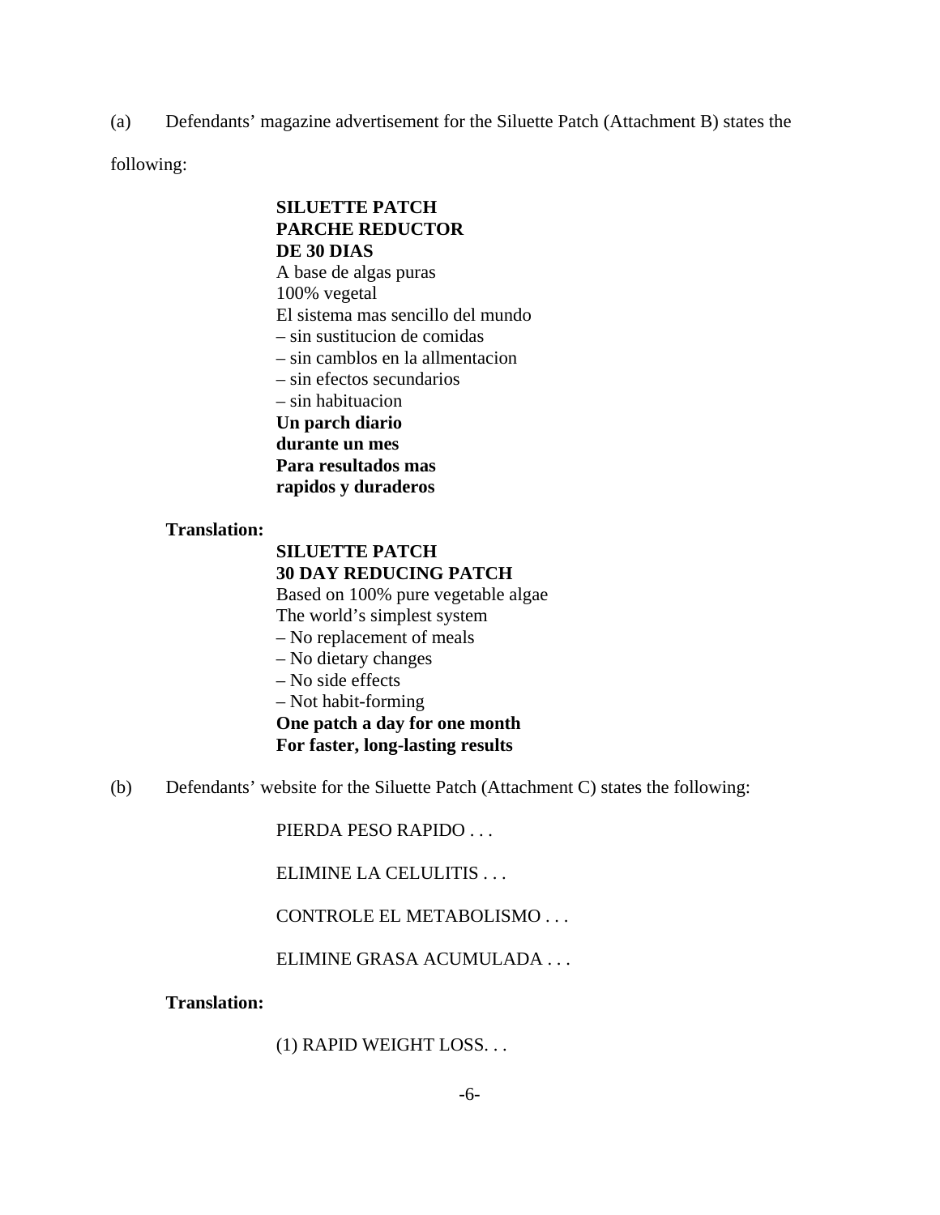(a) Defendants' magazine advertisement for the Siluette Patch (Attachment B) states the following:

> **SILUETTE PATCH**
> **PARCHE REDUCTOR**
> **DE 30 DIAS**
> A base de algas puras
> 100% vegetal
> El sistema mas sencillo del mundo
> – sin sustitucion de comidas
> – sin camblos en la allmentacion
> – sin efectos secundarios
> – sin habituacion
> **Un parch diario**
> **durante un mes**
> **Para resultados mas**
> **rapidos y duraderos**

**Translation:**

> **SILUETTE PATCH**
> **30 DAY REDUCING PATCH**
> Based on 100% pure vegetable algae
> The world's simplest system
> – No replacement of meals
> – No dietary changes
> – No side effects
> – Not habit-forming
> **One patch a day for one month**
> **For faster, long-lasting results**

(b) Defendants' website for the Siluette Patch (Attachment C) states the following:

> PIERDA PESO RAPIDO . . .
>
> ELIMINE LA CELULITIS . . .
>
> CONTROLE EL METABOLISMO . . .
>
> ELIMINE GRASA ACUMULADA . . .

**Translation:**

> (1) RAPID WEIGHT LOSS. . .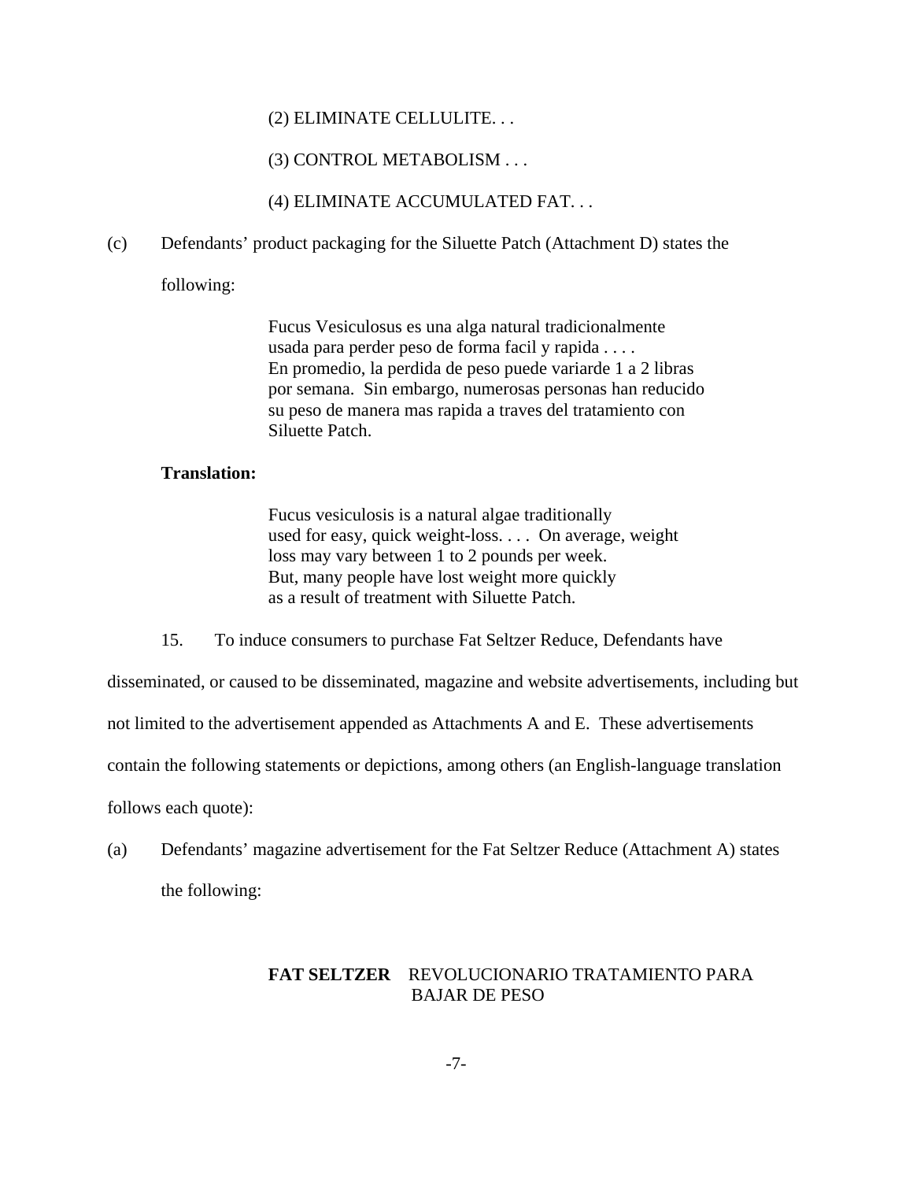(2) ELIMINATE CELLULITE. . .

(3) CONTROL METABOLISM . . .

(4) ELIMINATE ACCUMULATED FAT. . .

(c) Defendants' product packaging for the Siluette Patch (Attachment D) states the following:

> Fucus Vesiculosus es una alga natural tradicionalmente usada para perder peso de forma facil y rapida . . . . En promedio, la perdida de peso puede variarde 1 a 2 libras por semana. Sin embargo, numerosas personas han reducido su peso de manera mas rapida a traves del tratamiento con Siluette Patch.

**Translation:**

> Fucus vesiculosis is a natural algae traditionally used for easy, quick weight-loss. . . . On average, weight loss may vary between 1 to 2 pounds per week. But, many people have lost weight more quickly as a result of treatment with Siluette Patch.

15. To induce consumers to purchase Fat Seltzer Reduce, Defendants have disseminated, or caused to be disseminated, magazine and website advertisements, including but not limited to the advertisement appended as Attachments A and E. These advertisements contain the following statements or depictions, among others (an English-language translation follows each quote):

(a) Defendants' magazine advertisement for the Fat Seltzer Reduce (Attachment A) states the following:

> **FAT SELTZER** REVOLUCIONARIO TRATAMIENTO PARA BAJAR DE PESO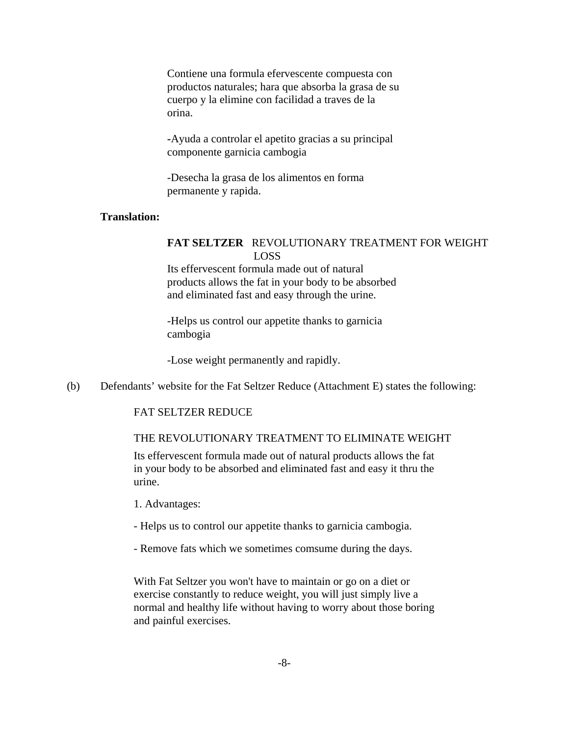Contiene una formula efervescente compuesta con productos naturales; hara que absorba la grasa de su cuerpo y la elimine con facilidad a traves de la orina.

-Ayuda a controlar el apetito gracias a su principal componente garnicia cambogia

-Desecha la grasa de los alimentos en forma permanente y rapida.

**Translation:**

> **FAT SELTZER** REVOLUTIONARY TREATMENT FOR WEIGHT LOSS
>
> Its effervescent formula made out of natural products allows the fat in your body to be absorbed and eliminated fast and easy through the urine.
>
> -Helps us control our appetite thanks to garnicia cambogia
>
> -Lose weight permanently and rapidly.

(b) Defendants' website for the Fat Seltzer Reduce (Attachment E) states the following:

> FAT SELTZER REDUCE
>
> THE REVOLUTIONARY TREATMENT TO ELIMINATE WEIGHT
>
> Its effervescent formula made out of natural products allows the fat in your body to be absorbed and eliminated fast and easy it thru the urine.
>
> 1. Advantages:
>
> - Helps us to control our appetite thanks to garnicia cambogia.
>
> - Remove fats which we sometimes comsume during the days.
>
> With Fat Seltzer you won't have to maintain or go on a diet or exercise constantly to reduce weight, you will just simply live a normal and healthy life without having to worry about those boring and painful exercises.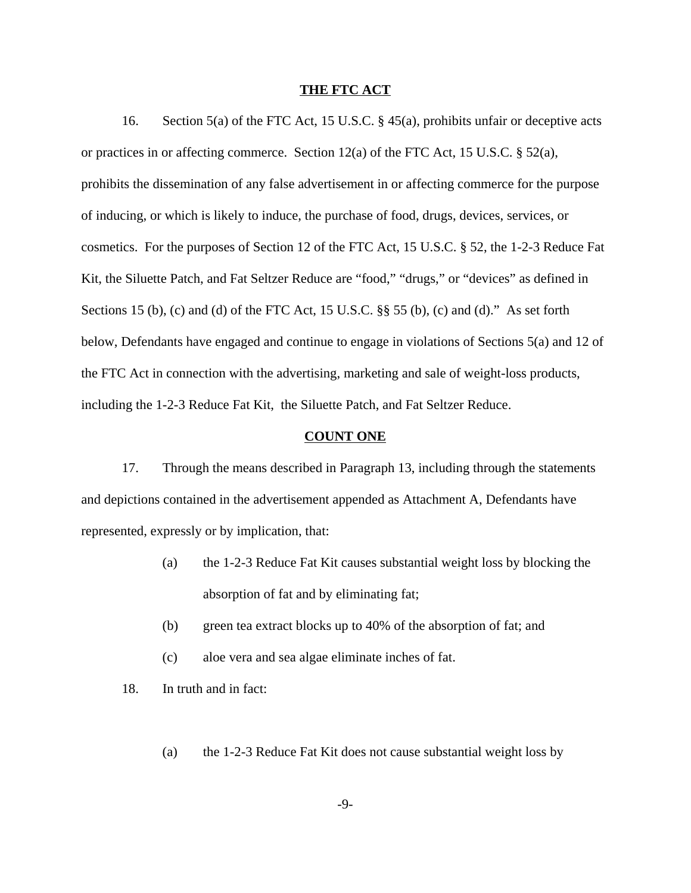## THE FTC ACT

16. Section 5(a) of the FTC Act, 15 U.S.C. § 45(a), prohibits unfair or deceptive acts or practices in or affecting commerce. Section 12(a) of the FTC Act, 15 U.S.C. § 52(a), prohibits the dissemination of any false advertisement in or affecting commerce for the purpose of inducing, or which is likely to induce, the purchase of food, drugs, devices, services, or cosmetics. For the purposes of Section 12 of the FTC Act, 15 U.S.C. § 52, the 1-2-3 Reduce Fat Kit, the Siluette Patch, and Fat Seltzer Reduce are "food," "drugs," or "devices" as defined in Sections 15 (b), (c) and (d) of the FTC Act, 15 U.S.C. §§ 55 (b), (c) and (d)." As set forth below, Defendants have engaged and continue to engage in violations of Sections 5(a) and 12 of the FTC Act in connection with the advertising, marketing and sale of weight-loss products, including the 1-2-3 Reduce Fat Kit, the Siluette Patch, and Fat Seltzer Reduce.

## COUNT ONE

17. Through the means described in Paragraph 13, including through the statements and depictions contained in the advertisement appended as Attachment A, Defendants have represented, expressly or by implication, that:

(a) the 1-2-3 Reduce Fat Kit causes substantial weight loss by blocking the absorption of fat and by eliminating fat;

(b) green tea extract blocks up to 40% of the absorption of fat; and

(c) aloe vera and sea algae eliminate inches of fat.

18. In truth and in fact:

(a) the 1-2-3 Reduce Fat Kit does not cause substantial weight loss by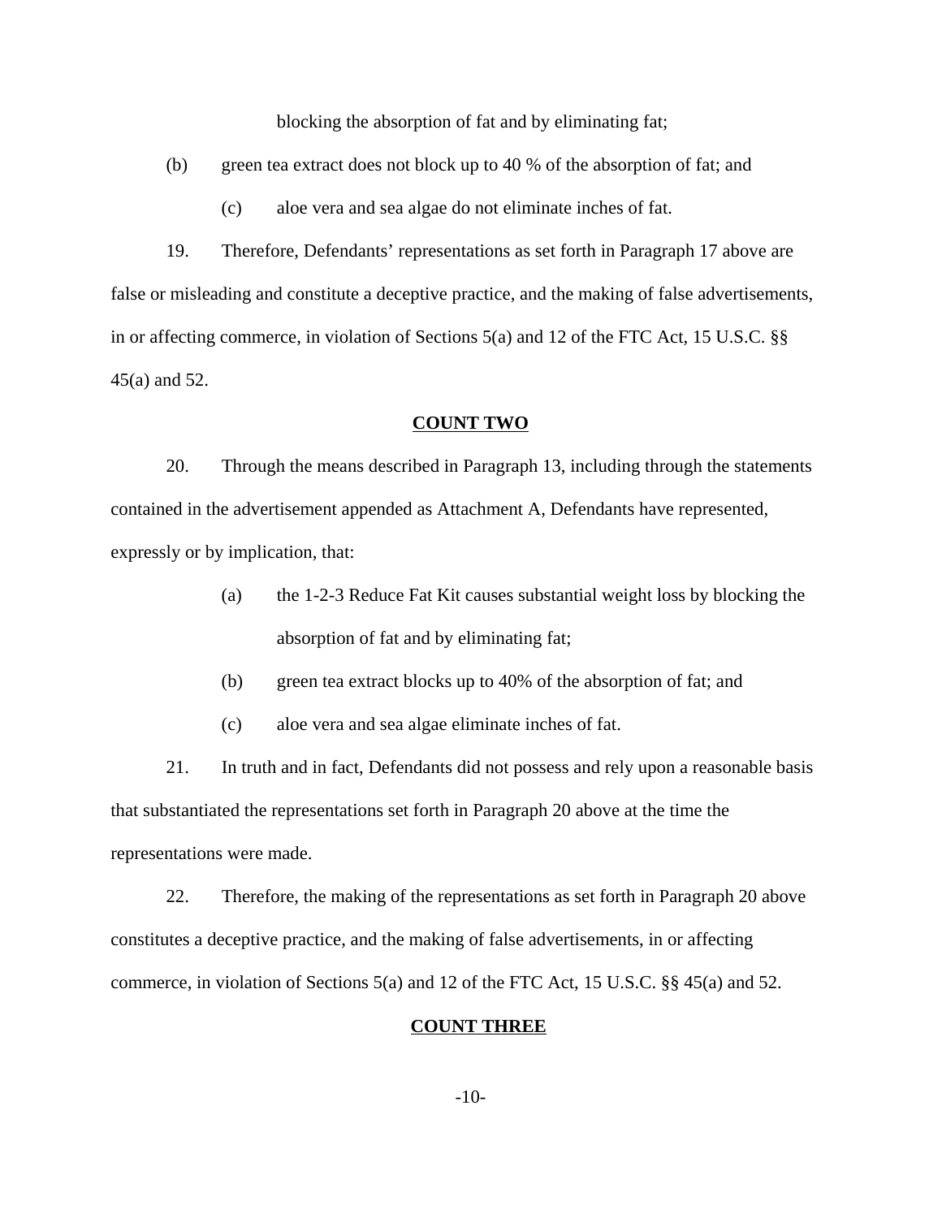blocking the absorption of fat and by eliminating fat;

(b) green tea extract does not block up to 40 % of the absorption of fat; and

(c) aloe vera and sea algae do not eliminate inches of fat.

19. Therefore, Defendants' representations as set forth in Paragraph 17 above are false or misleading and constitute a deceptive practice, and the making of false advertisements, in or affecting commerce, in violation of Sections 5(a) and 12 of the FTC Act, 15 U.S.C. §§ 45(a) and 52.

**COUNT TWO**

20. Through the means described in Paragraph 13, including through the statements contained in the advertisement appended as Attachment A, Defendants have represented, expressly or by implication, that:

(a) the 1-2-3 Reduce Fat Kit causes substantial weight loss by blocking the absorption of fat and by eliminating fat;

(b) green tea extract blocks up to 40% of the absorption of fat; and

(c) aloe vera and sea algae eliminate inches of fat.

21. In truth and in fact, Defendants did not possess and rely upon a reasonable basis that substantiated the representations set forth in Paragraph 20 above at the time the representations were made.

22. Therefore, the making of the representations as set forth in Paragraph 20 above constitutes a deceptive practice, and the making of false advertisements, in or affecting commerce, in violation of Sections 5(a) and 12 of the FTC Act, 15 U.S.C. §§ 45(a) and 52.

**COUNT THREE**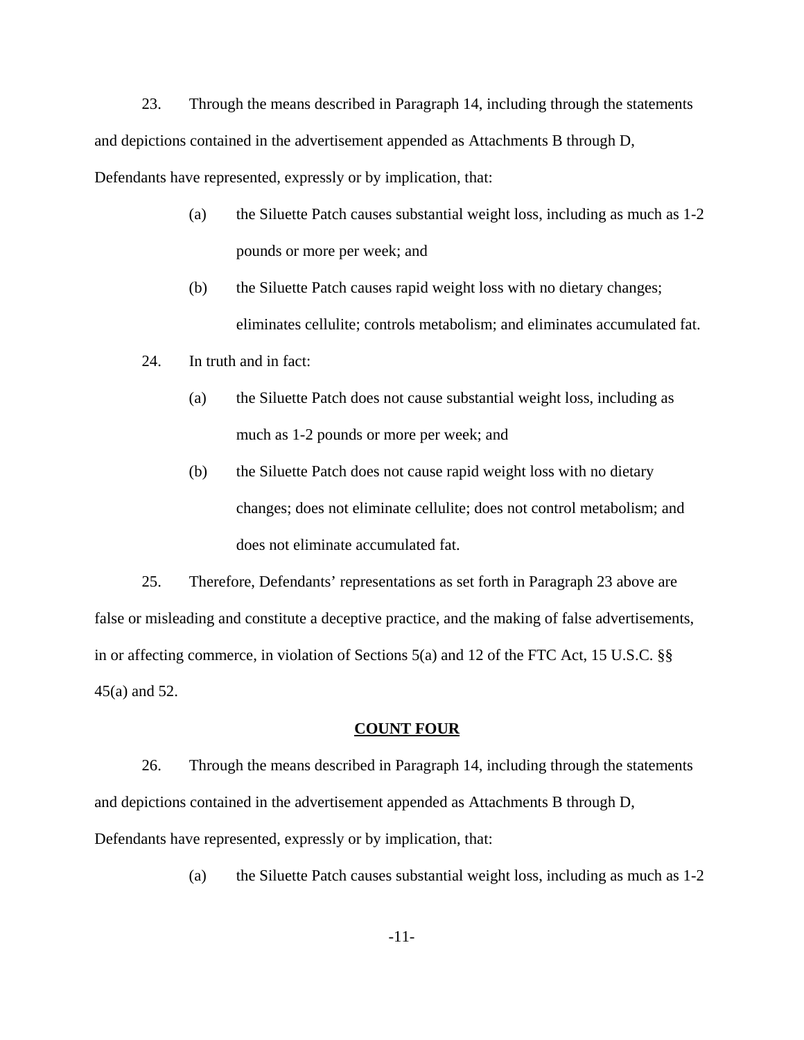23. Through the means described in Paragraph 14, including through the statements and depictions contained in the advertisement appended as Attachments B through D, Defendants have represented, expressly or by implication, that:

> (a) the Siluette Patch causes substantial weight loss, including as much as 1-2 pounds or more per week; and
>
> (b) the Siluette Patch causes rapid weight loss with no dietary changes; eliminates cellulite; controls metabolism; and eliminates accumulated fat.

24. In truth and in fact:

> (a) the Siluette Patch does not cause substantial weight loss, including as much as 1-2 pounds or more per week; and
>
> (b) the Siluette Patch does not cause rapid weight loss with no dietary changes; does not eliminate cellulite; does not control metabolism; and does not eliminate accumulated fat.

25. Therefore, Defendants' representations as set forth in Paragraph 23 above are false or misleading and constitute a deceptive practice, and the making of false advertisements, in or affecting commerce, in violation of Sections 5(a) and 12 of the FTC Act, 15 U.S.C. §§ 45(a) and 52.

**COUNT FOUR**

26. Through the means described in Paragraph 14, including through the statements and depictions contained in the advertisement appended as Attachments B through D, Defendants have represented, expressly or by implication, that:

> (a) the Siluette Patch causes substantial weight loss, including as much as 1-2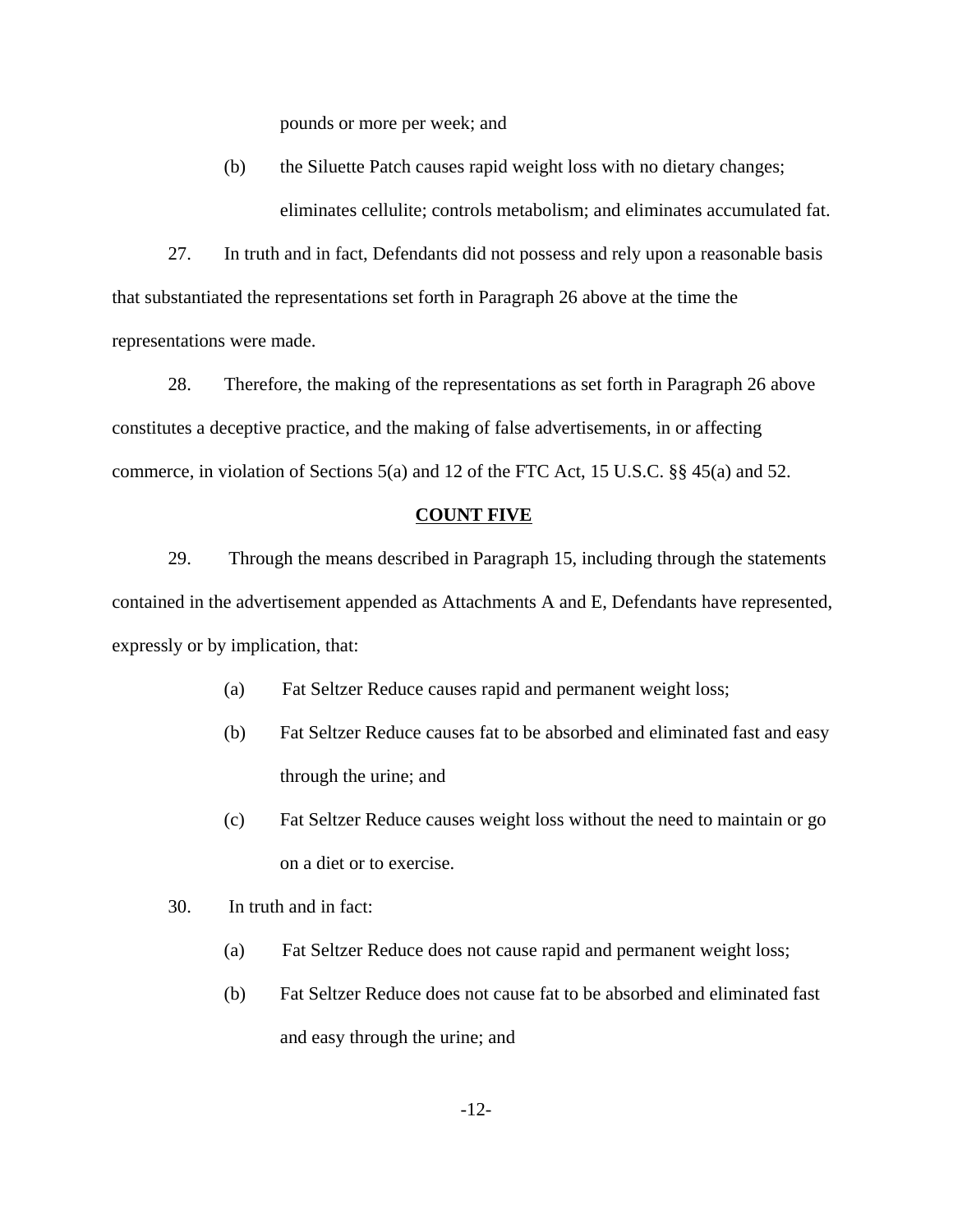pounds or more per week; and

(b) the Siluette Patch causes rapid weight loss with no dietary changes; eliminates cellulite; controls metabolism; and eliminates accumulated fat.

27. In truth and in fact, Defendants did not possess and rely upon a reasonable basis that substantiated the representations set forth in Paragraph 26 above at the time the representations were made.

28. Therefore, the making of the representations as set forth in Paragraph 26 above constitutes a deceptive practice, and the making of false advertisements, in or affecting commerce, in violation of Sections 5(a) and 12 of the FTC Act, 15 U.S.C. §§ 45(a) and 52.

## COUNT FIVE

29. Through the means described in Paragraph 15, including through the statements contained in the advertisement appended as Attachments A and E, Defendants have represented, expressly or by implication, that:

(a) Fat Seltzer Reduce causes rapid and permanent weight loss;

(b) Fat Seltzer Reduce causes fat to be absorbed and eliminated fast and easy through the urine; and

(c) Fat Seltzer Reduce causes weight loss without the need to maintain or go on a diet or to exercise.

30. In truth and in fact:

(a) Fat Seltzer Reduce does not cause rapid and permanent weight loss;

(b) Fat Seltzer Reduce does not cause fat to be absorbed and eliminated fast and easy through the urine; and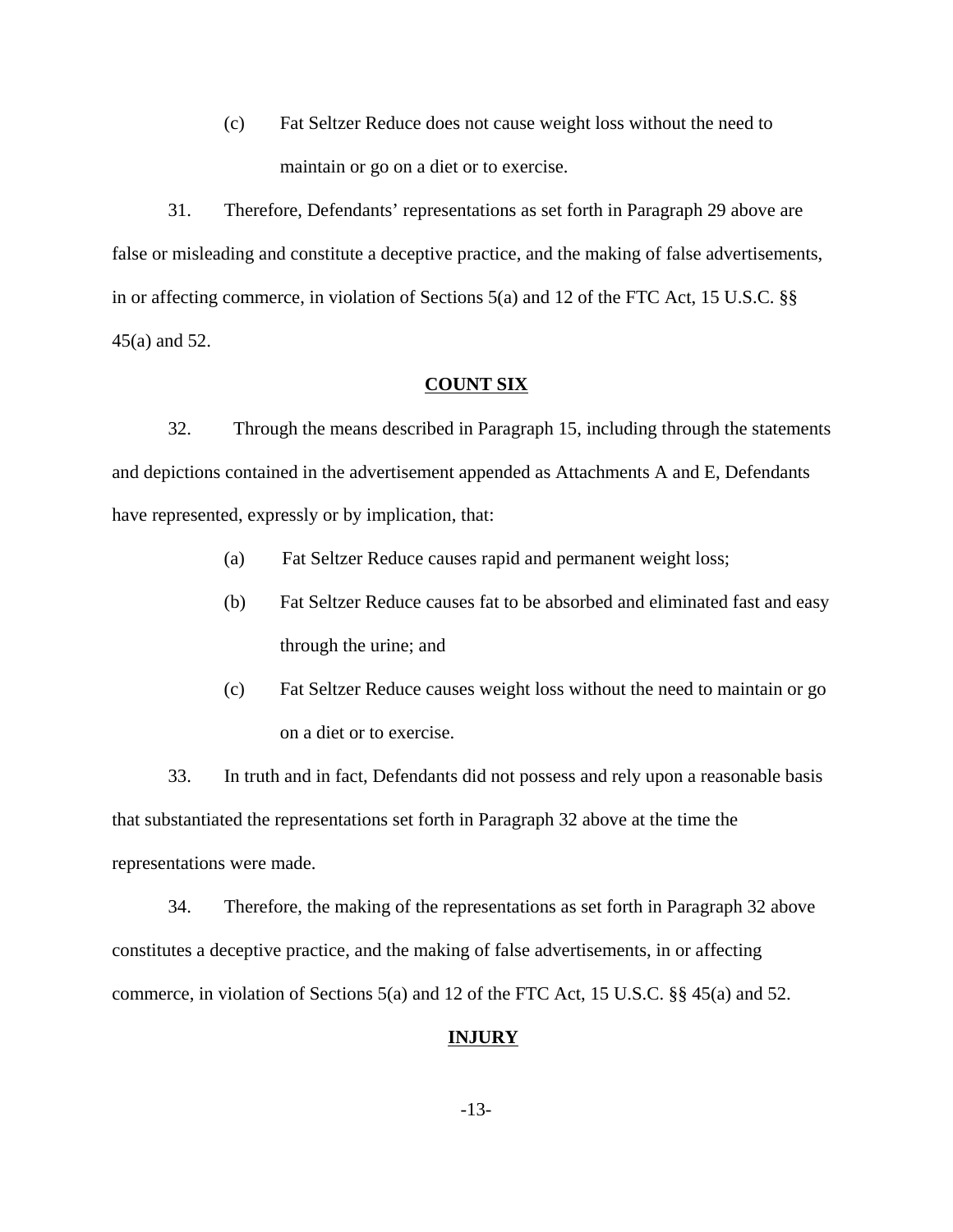(c) Fat Seltzer Reduce does not cause weight loss without the need to maintain or go on a diet or to exercise.

31. Therefore, Defendants' representations as set forth in Paragraph 29 above are false or misleading and constitute a deceptive practice, and the making of false advertisements, in or affecting commerce, in violation of Sections 5(a) and 12 of the FTC Act, 15 U.S.C. §§ 45(a) and 52.

**COUNT SIX**

32. Through the means described in Paragraph 15, including through the statements and depictions contained in the advertisement appended as Attachments A and E, Defendants have represented, expressly or by implication, that:

(a) Fat Seltzer Reduce causes rapid and permanent weight loss;

(b) Fat Seltzer Reduce causes fat to be absorbed and eliminated fast and easy through the urine; and

(c) Fat Seltzer Reduce causes weight loss without the need to maintain or go on a diet or to exercise.

33. In truth and in fact, Defendants did not possess and rely upon a reasonable basis that substantiated the representations set forth in Paragraph 32 above at the time the representations were made.

34. Therefore, the making of the representations as set forth in Paragraph 32 above constitutes a deceptive practice, and the making of false advertisements, in or affecting commerce, in violation of Sections 5(a) and 12 of the FTC Act, 15 U.S.C. §§ 45(a) and 52.

**INJURY**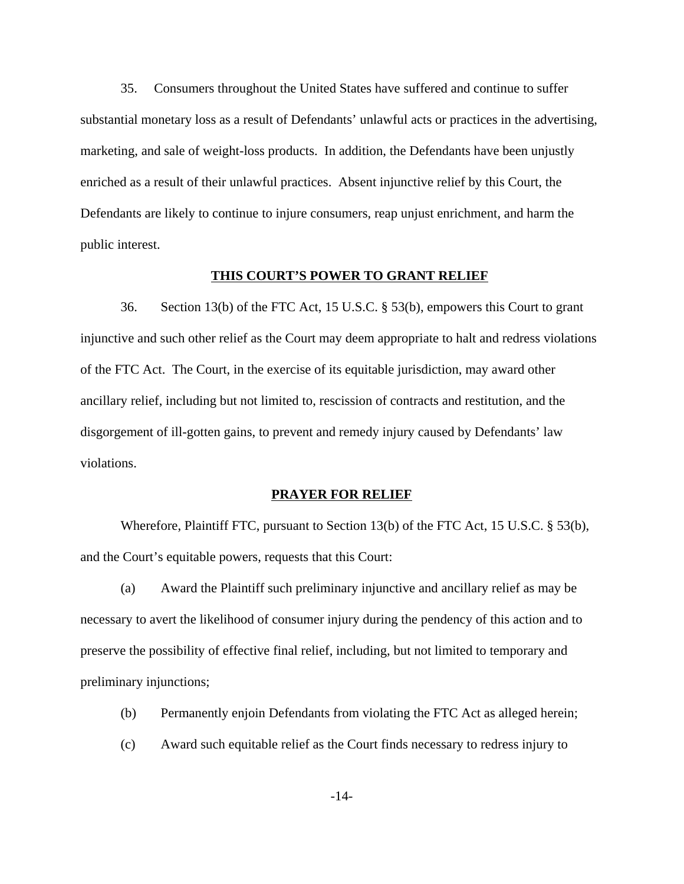35. Consumers throughout the United States have suffered and continue to suffer substantial monetary loss as a result of Defendants' unlawful acts or practices in the advertising, marketing, and sale of weight-loss products. In addition, the Defendants have been unjustly enriched as a result of their unlawful practices. Absent injunctive relief by this Court, the Defendants are likely to continue to injure consumers, reap unjust enrichment, and harm the public interest.

## THIS COURT'S POWER TO GRANT RELIEF

36. Section 13(b) of the FTC Act, 15 U.S.C. § 53(b), empowers this Court to grant injunctive and such other relief as the Court may deem appropriate to halt and redress violations of the FTC Act. The Court, in the exercise of its equitable jurisdiction, may award other ancillary relief, including but not limited to, rescission of contracts and restitution, and the disgorgement of ill-gotten gains, to prevent and remedy injury caused by Defendants' law violations.

## PRAYER FOR RELIEF

Wherefore, Plaintiff FTC, pursuant to Section 13(b) of the FTC Act, 15 U.S.C. § 53(b), and the Court's equitable powers, requests that this Court:

(a) Award the Plaintiff such preliminary injunctive and ancillary relief as may be necessary to avert the likelihood of consumer injury during the pendency of this action and to preserve the possibility of effective final relief, including, but not limited to temporary and preliminary injunctions;

(b) Permanently enjoin Defendants from violating the FTC Act as alleged herein;

(c) Award such equitable relief as the Court finds necessary to redress injury to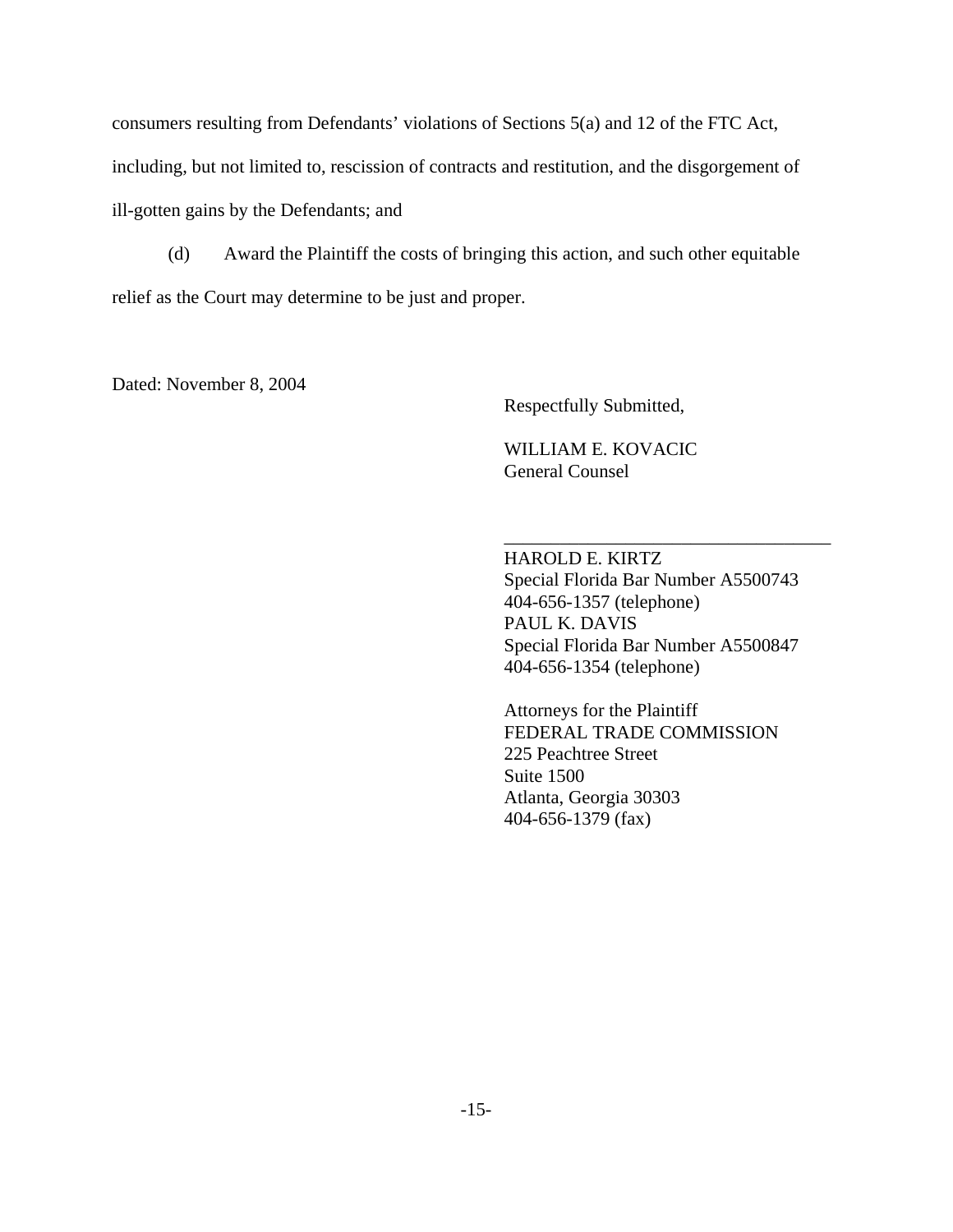consumers resulting from Defendants' violations of Sections 5(a) and 12 of the FTC Act, including, but not limited to, rescission of contracts and restitution, and the disgorgement of ill-gotten gains by the Defendants; and

(d) Award the Plaintiff the costs of bringing this action, and such other equitable relief as the Court may determine to be just and proper.

Dated: November 8, 2004

Respectfully Submitted,

WILLIAM E. KOVACIC
General Counsel

\_\_\_\_\_\_\_\_\_\_\_\_\_\_\_\_\_\_\_\_\_\_\_\_\_\_\_\_\_\_\_\_\_\_\_\_

HAROLD E. KIRTZ
Special Florida Bar Number A5500743
404-656-1357 (telephone)
PAUL K. DAVIS
Special Florida Bar Number A5500847
404-656-1354 (telephone)

Attorneys for the Plaintiff
FEDERAL TRADE COMMISSION
225 Peachtree Street
Suite 1500
Atlanta, Georgia 30303
404-656-1379 (fax)